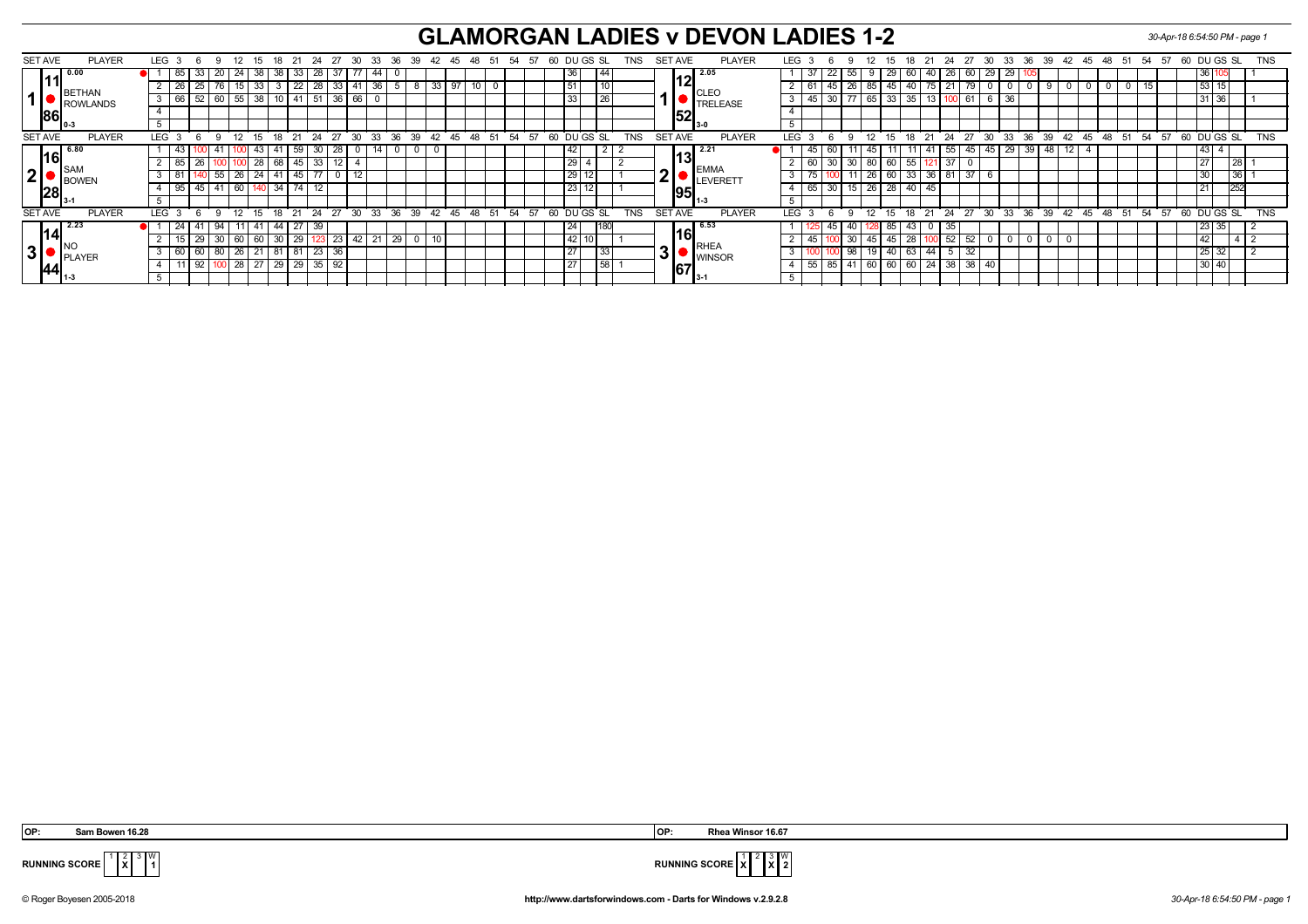# GLAMORGAN LADIES v DEVON LADIES 1-2

30-Apr-18 6:54:50 PM

| SET | AVE | PLAYER | LEG | 3 | 6 | 9 | 12 | 15 | 18 | 21 | 24 | 27 | 30 | 33 | 36 | 39 | 42 | 45 | 48 | 51 | 54 | 57 | 60 | DU | GS | SL | TNS |
|---|---|---|---|---|---|---|---|---|---|---|---|---|---|---|---|---|---|---|---|---|---|---|---|---|---|---|---|
| 1 | 11.86 (0.00) | BETHAN ROWLANDS | 1 | 85 | 33 | 20 | 24 | 38 | 38 | 33 | 28 | 37 | 77 | 44 | 0 | | | | | | | | | 36 | | 44 | |
| | | | 2 | 26 | 25 | 76 | 15 | 33 | 3 | 22 | 28 | 33 | 41 | 36 | 5 | 8 | 33 | 97 | 10 | 0 | | | | 51 | | 10 | |
| | | | 3 | 66 | 52 | 60 | 55 | 38 | 10 | 41 | 51 | 36 | 66 | 0 | | | | | | | | | | 33 | | 26 | |
| | | 0-3 | 4 | | | | | | | | | | | | | | | | | | | | | | | | |
| | | | 5 | | | | | | | | | | | | | | | | | | | | | | | | |
| 2 | 16.28 (6.80) | SAM BOWEN | 1 | 43 | 100 | 41 | 100 | 43 | 41 | 59 | 30 | 28 | 0 | 14 | 0 | 0 | 0 | | | | | | | 42 | | 2 | 2 |
| | | | 2 | 85 | 26 | 100 | 100 | 28 | 68 | 45 | 33 | 12 | 4 | | | | | | | | | | | 29 | 4 | | 2 |
| | | | 3 | 81 | 140 | 55 | 26 | 24 | 41 | 45 | 77 | 0 | 12 | | | | | | | | | | | 29 | 12 | | 1 |
| | | 3-1 | 4 | 95 | 45 | 41 | 60 | 140 | 34 | 74 | 12 | | | | | | | | | | | | | 23 | 12 | | 1 |
| | | | 5 | | | | | | | | | | | | | | | | | | | | | | | | |
| 3 | 14.44 (2.23) | NO PLAYER | 1 | 24 | 41 | 94 | 11 | 41 | 44 | 27 | 39 | | | | | | | | | | | | | 24 | | 180 | |
| | | | 2 | 15 | 29 | 30 | 60 | 60 | 30 | 29 | 123 | 23 | 42 | 21 | 29 | 0 | 10 | | | | | | | 42 | 10 | | 1 |
| | | | 3 | 60 | 60 | 80 | 26 | 21 | 81 | 81 | 23 | 36 | | | | | | | | | | | | 27 | | 33 | |
| | | 1-3 | 4 | 11 | 92 | 100 | 28 | 27 | 29 | 29 | 35 | 92 | | | | | | | | | | | | 27 | | 58 | 1 |
| | | | 5 | | | | | | | | | | | | | | | | | | | | | | | | |

| SET | AVE | PLAYER | LEG | 3 | 6 | 9 | 12 | 15 | 18 | 21 | 24 | 27 | 30 | 33 | 36 | 39 | 42 | 45 | 48 | 51 | 54 | 57 | 60 | DU | GS | SL | TNS |
|---|---|---|---|---|---|---|---|---|---|---|---|---|---|---|---|---|---|---|---|---|---|---|---|---|---|---|---|
| 1 | 12.52 (2.05) | CLEO TRELEASE | 1 | 37 | 22 | 55 | 9 | 29 | 60 | 40 | 26 | 60 | 29 | 29 | 105 | | | | | | | | | 36 | 105 | | 1 |
| | | | 2 | 61 | 45 | 26 | 85 | 45 | 40 | 75 | 21 | 79 | 0 | 0 | 0 | 9 | 0 | 0 | 0 | 0 | 15 | | | 53 | 15 | | |
| | | | 3 | 45 | 30 | 77 | 65 | 33 | 35 | 13 | 100 | 61 | 6 | 36 | | | | | | | | | | 31 | 36 | | 1 |
| | | 3-0 | 4 | | | | | | | | | | | | | | | | | | | | | | | | |
| | | | 5 | | | | | | | | | | | | | | | | | | | | | | | | |
| 2 | 13.95 (2.21) | EMMA LEVERETT | 1 | 45 | 60 | 11 | 45 | 11 | 11 | 41 | 55 | 45 | 45 | 29 | 39 | 48 | 12 | 4 | | | | | | 43 | 4 | | |
| | | | 2 | 60 | 30 | 30 | 80 | 60 | 55 | 121 | 37 | 0 | | | | | | | | | | | | 27 | | 28 | 1 |
| | | | 3 | 75 | 100 | 11 | 26 | 60 | 33 | 36 | 81 | 37 | 6 | | | | | | | | | | | 30 | | 36 | 1 |
| | | 1-3 | 4 | 65 | 30 | 15 | 26 | 28 | 40 | 45 | | | | | | | | | | | | | | 21 | | 252 | |
| | | | 5 | | | | | | | | | | | | | | | | | | | | | | | | |
| 3 | 16.67 (6.53) | RHEA WINSOR | 1 | 125 | 45 | 40 | 128 | 85 | 43 | 0 | 35 | | | | | | | | | | | | | 23 | 35 | | 2 |
| | | | 2 | 45 | 100 | 30 | 45 | 45 | 28 | 100 | 52 | 52 | 0 | 0 | 0 | 0 | 0 | | | | | | | 42 | | 4 | 2 |
| | | | 3 | 100 | 100 | 98 | 19 | 40 | 63 | 44 | 5 | 32 | | | | | | | | | | | | 25 | 32 | | 2 |
| | | 3-1 | 4 | 55 | 85 | 41 | 60 | 60 | 60 | 24 | 38 | 38 | 40 | | | | | | | | | | | 30 | 40 | | |
| | | | 5 | | | | | | | | | | | | | | | | | | | | | | | | |

OP: Sam Bowen 16.28 — OP: Rhea Winsor 16.67

RUNNING SCORE (Glamorgan): Set 1 —, Set 2 X, Set 3 —, W 1

RUNNING SCORE (Devon): Set 1 X, Set 2 —, Set 3 X, W 2

© Roger Boyesen 2005-2018 — http://www.dartsforwindows.com - Darts for Windows v.2.9.2.8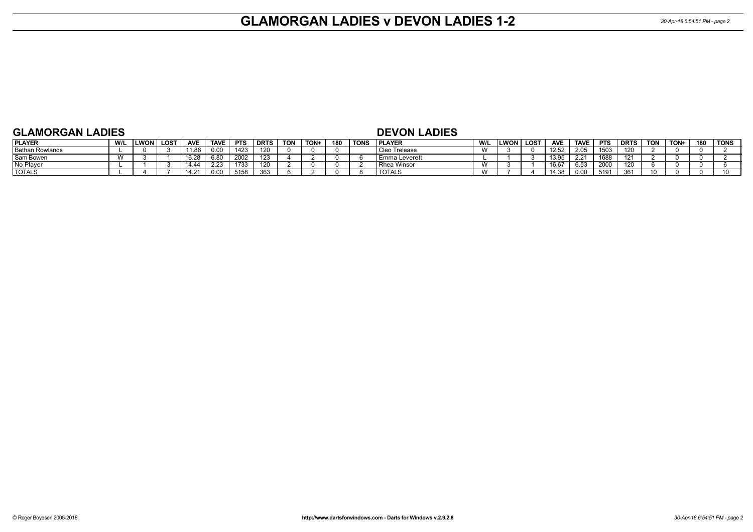# GLAMORGAN LADIES v DEVON LADIES 1-2

## GLAMORGAN LADIES

| PLAYER | W/L | LWON | LOST | AVE | TAVE | PTS | DRTS | TON | TON+ | 180 | TONS |
|---|---|---|---|---|---|---|---|---|---|---|---|
| Bethan Rowlands | L | 0 | 3 | 11.86 | 0.00 | 1423 | 120 | 0 | 0 | 0 | |
| Sam Bowen | W | 3 | 1 | 16.28 | 6.80 | 2002 | 123 | 4 | 2 | 0 | 6 |
| No Player | L | 1 | 3 | 14.44 | 2.23 | 1733 | 120 | 2 | 0 | 0 | 2 |
| TOTALS | L | 4 | 7 | 14.21 | 0.00 | 5158 | 363 | 6 | 2 | 0 | 8 |

## DEVON LADIES

| PLAYER | W/L | LWON | LOST | AVE | TAVE | PTS | DRTS | TON | TON+ | 180 | TONS |
|---|---|---|---|---|---|---|---|---|---|---|---|
| Cleo Trelease | W | 3 | 0 | 12.52 | 2.05 | 1503 | 120 | 2 | 0 | 0 | 2 |
| Emma Leverett | L | 1 | 3 | 13.95 | 2.21 | 1688 | 121 | 2 | 0 | 0 | 2 |
| Rhea Winsor | W | 3 | 1 | 16.67 | 6.53 | 2000 | 120 | 6 | 0 | 0 | 6 |
| TOTALS | W | 7 | 4 | 14.38 | 0.00 | 5191 | 361 | 10 | 0 | 0 | 10 |